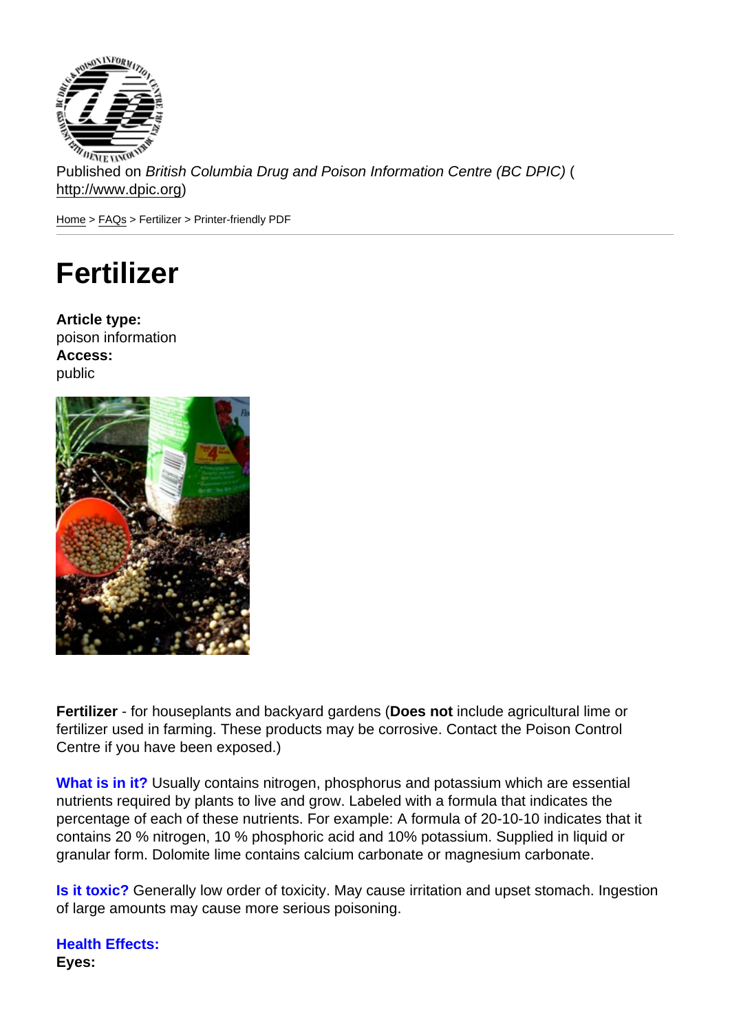Published on *British Columbia Drug and Poison Information Centre (BC DPIC)* (
http://www.dpic.org)

Home > FAQs > Fertilizer > Printer-friendly PDF

# Fertilizer

**Article type:**
poison information
**Access:**
public

**Fertilizer** - for houseplants and backyard gardens (**Does not** include agricultural lime or fertilizer used in farming. These products may be corrosive. Contact the Poison Control Centre if you have been exposed.)

**What is in it?** Usually contains nitrogen, phosphorus and potassium which are essential nutrients required by plants to live and grow. Labeled with a formula that indicates the percentage of each of these nutrients. For example: A formula of 20-10-10 indicates that it contains 20 % nitrogen, 10 % phosphoric acid and 10% potassium. Supplied in liquid or granular form. Dolomite lime contains calcium carbonate or magnesium carbonate.

**Is it toxic?** Generally low order of toxicity. May cause irritation and upset stomach. Ingestion of large amounts may cause more serious poisoning.

**Health Effects:**
**Eyes:**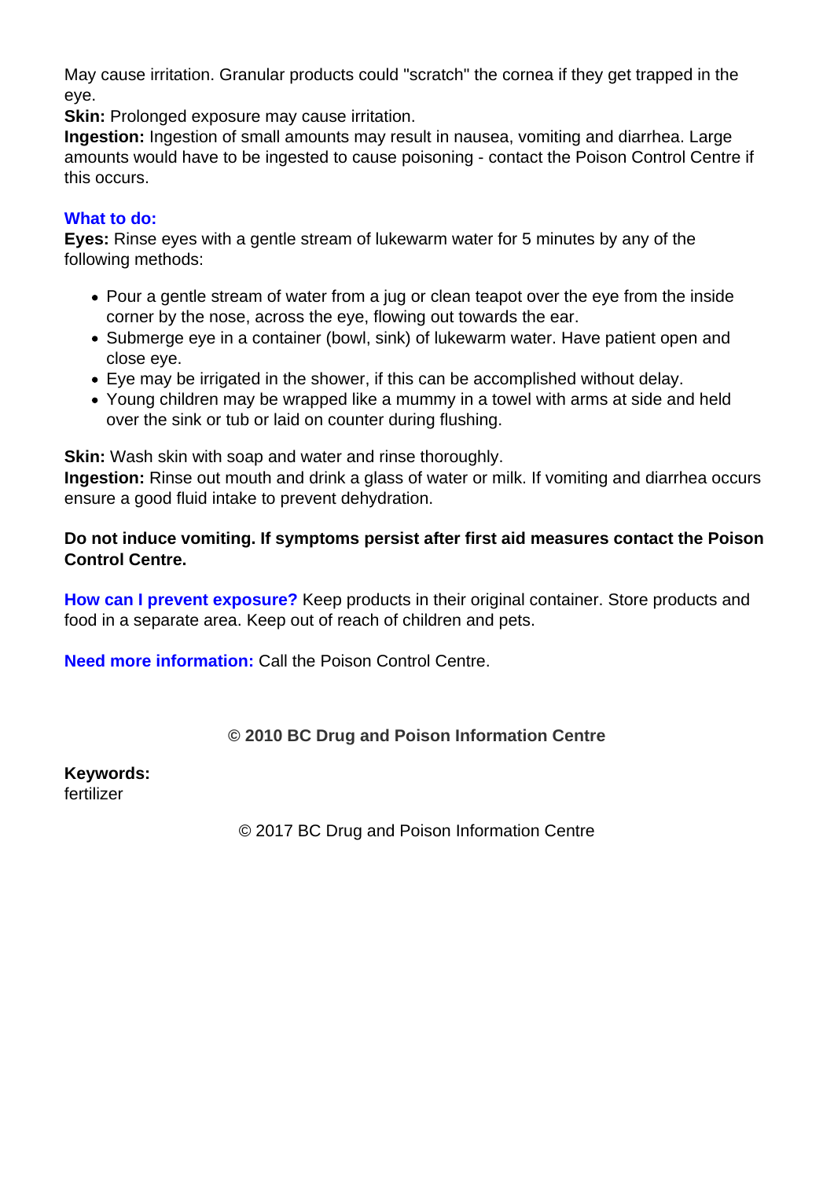May cause irritation. Granular products could "scratch" the cornea if they get trapped in the eye.
**Skin:** Prolonged exposure may cause irritation.
**Ingestion:** Ingestion of small amounts may result in nausea, vomiting and diarrhea. Large amounts would have to be ingested to cause poisoning - contact the Poison Control Centre if this occurs.

**What to do:**
**Eyes:** Rinse eyes with a gentle stream of lukewarm water for 5 minutes by any of the following methods:

- Pour a gentle stream of water from a jug or clean teapot over the eye from the inside corner by the nose, across the eye, flowing out towards the ear.
- Submerge eye in a container (bowl, sink) of lukewarm water. Have patient open and close eye.
- Eye may be irrigated in the shower, if this can be accomplished without delay.
- Young children may be wrapped like a mummy in a towel with arms at side and held over the sink or tub or laid on counter during flushing.

**Skin:** Wash skin with soap and water and rinse thoroughly.
**Ingestion:** Rinse out mouth and drink a glass of water or milk. If vomiting and diarrhea occurs ensure a good fluid intake to prevent dehydration.

**Do not induce vomiting. If symptoms persist after first aid measures contact the Poison Control Centre.**

**How can I prevent exposure?** Keep products in their original container. Store products and food in a separate area. Keep out of reach of children and pets.

**Need more information:** Call the Poison Control Centre.

**© 2010 BC Drug and Poison Information Centre**

**Keywords:**
fertilizer

© 2017 BC Drug and Poison Information Centre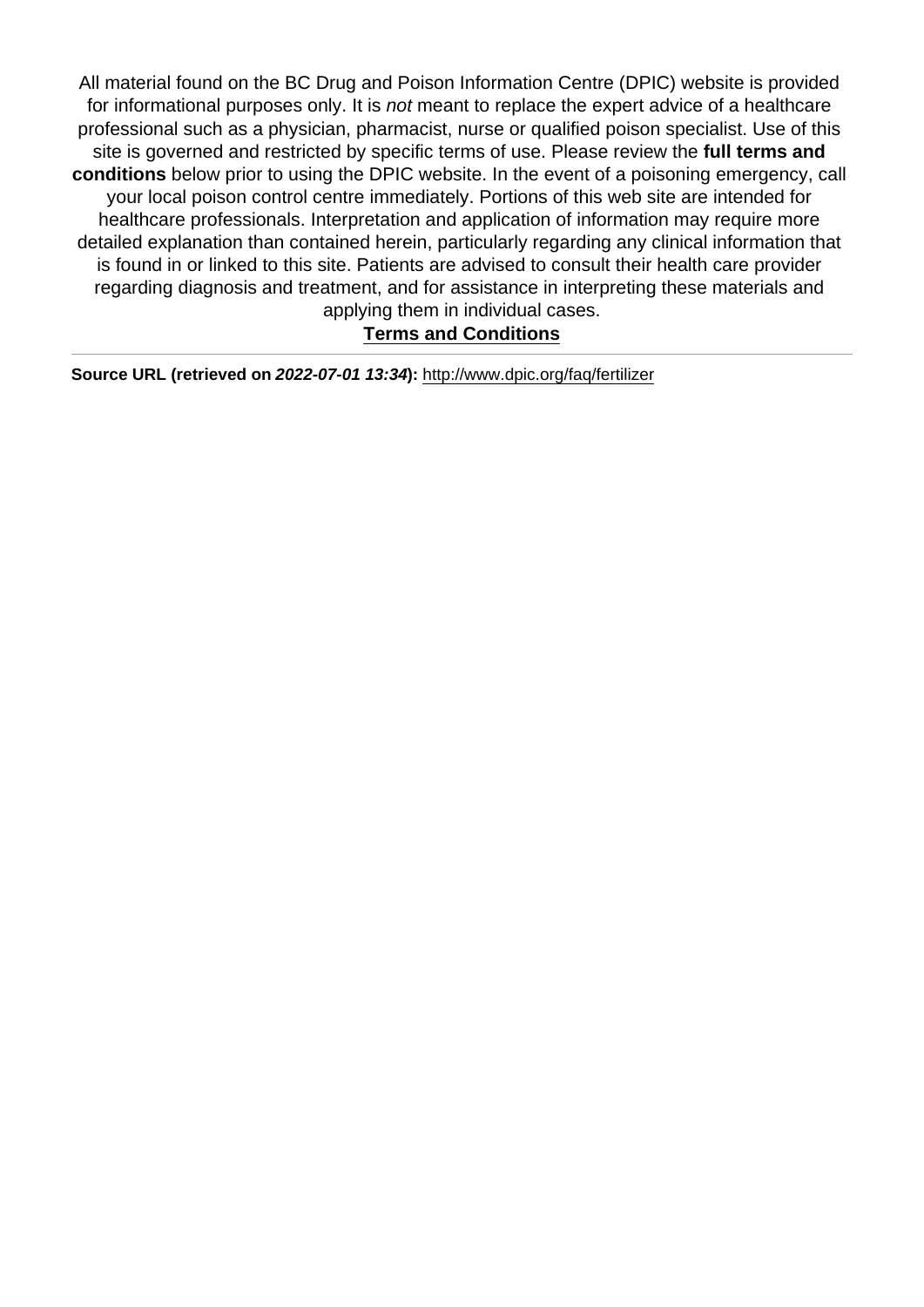All material found on the BC Drug and Poison Information Centre (DPIC) website is provided for informational purposes only. It is *not* meant to replace the expert advice of a healthcare professional such as a physician, pharmacist, nurse or qualified poison specialist. Use of this site is governed and restricted by specific terms of use. Please review the **full terms and conditions** below prior to using the DPIC website. In the event of a poisoning emergency, call your local poison control centre immediately. Portions of this web site are intended for healthcare professionals. Interpretation and application of information may require more detailed explanation than contained herein, particularly regarding any clinical information that is found in or linked to this site. Patients are advised to consult their health care provider regarding diagnosis and treatment, and for assistance in interpreting these materials and applying them in individual cases.

**Terms and Conditions**

---

**Source URL (retrieved on *2022-07-01 13:34*):** http://www.dpic.org/faq/fertilizer